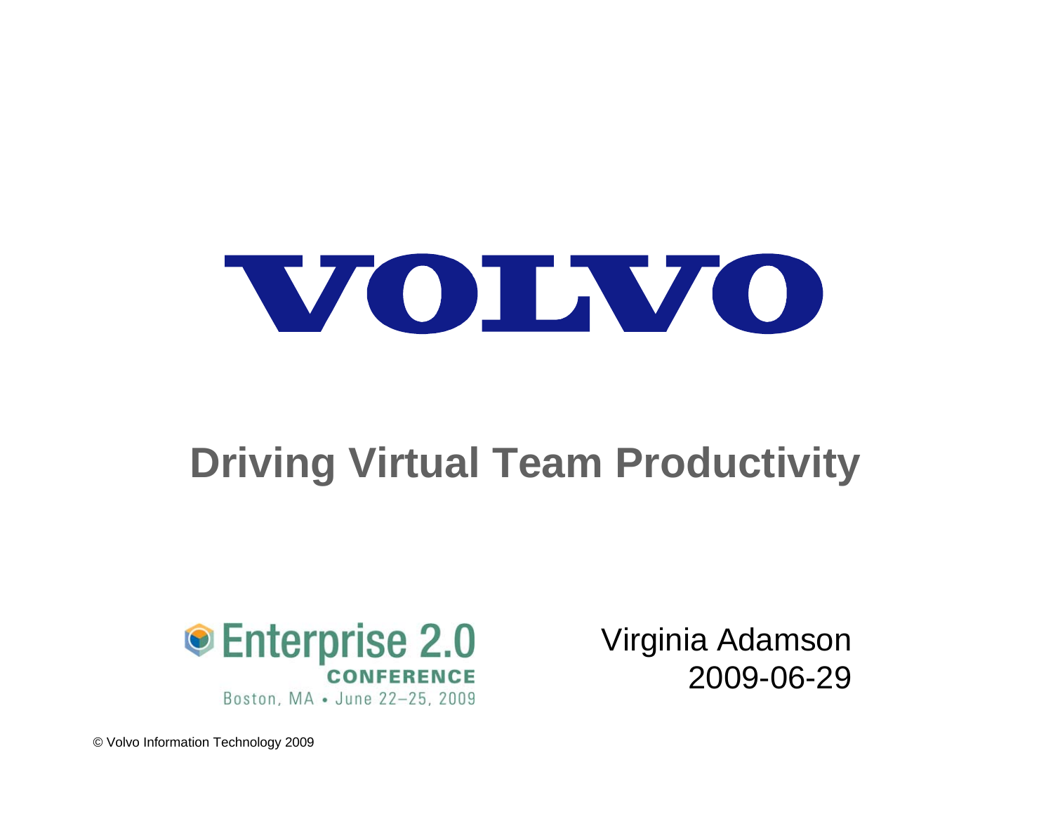VOLVO

# Driving Virtual Team Productivity

Enterprise 2.0 CONFERENCE
Boston, MA • June 22–25, 2009

Virginia Adamson
2009-06-29

© Volvo Information Technology 2009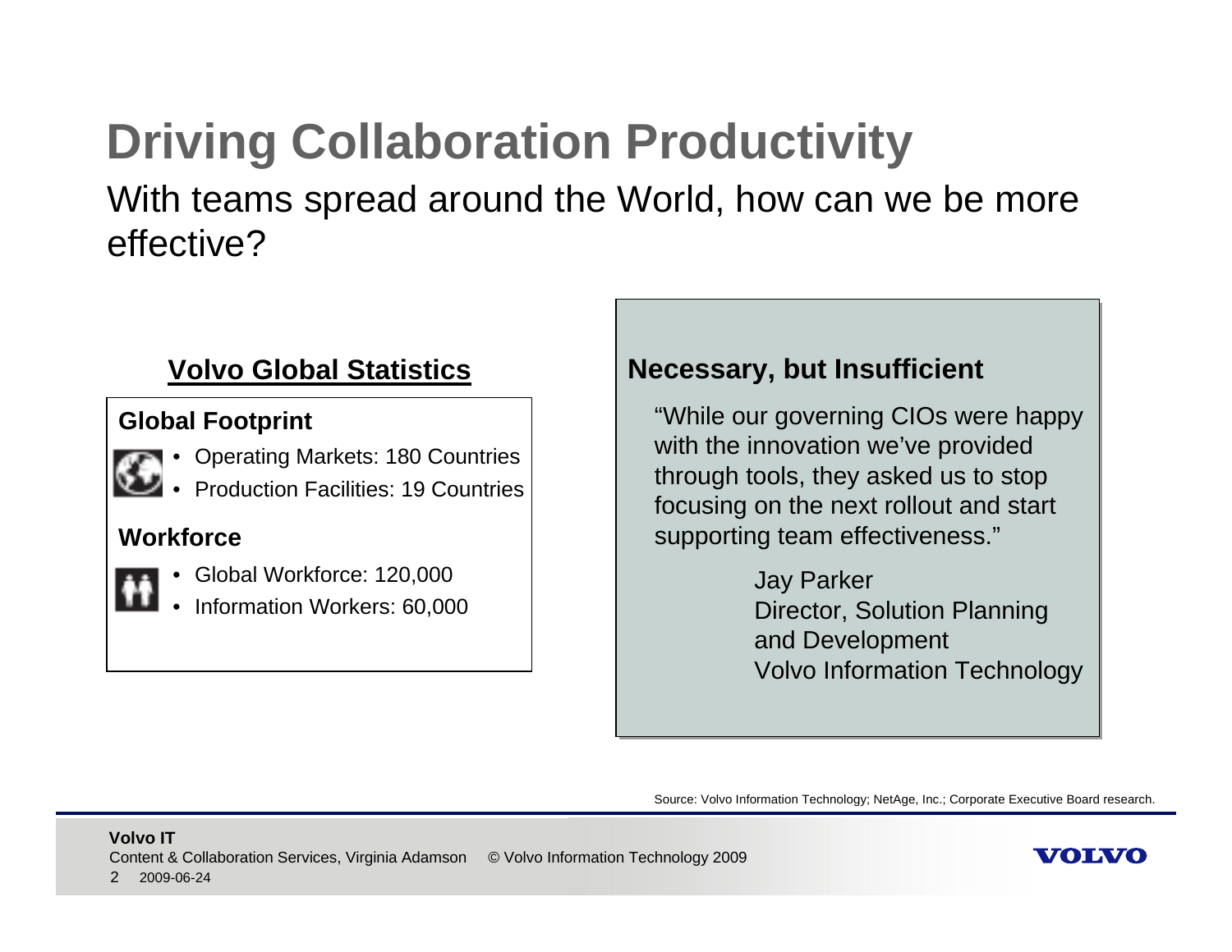# Driving Collaboration Productivity

With teams spread around the World, how can we be more effective?

## Volvo Global Statistics

**Global Footprint**

- Operating Markets: 180 Countries
- Production Facilities: 19 Countries

**Workforce**

- Global Workforce: 120,000
- Information Workers: 60,000

## Necessary, but Insufficient

"While our governing CIOs were happy with the innovation we've provided through tools, they asked us to stop focusing on the next rollout and start supporting team effectiveness."

Jay Parker
Director, Solution Planning and Development
Volvo Information Technology

Source: Volvo Information Technology; NetAge, Inc.; Corporate Executive Board research.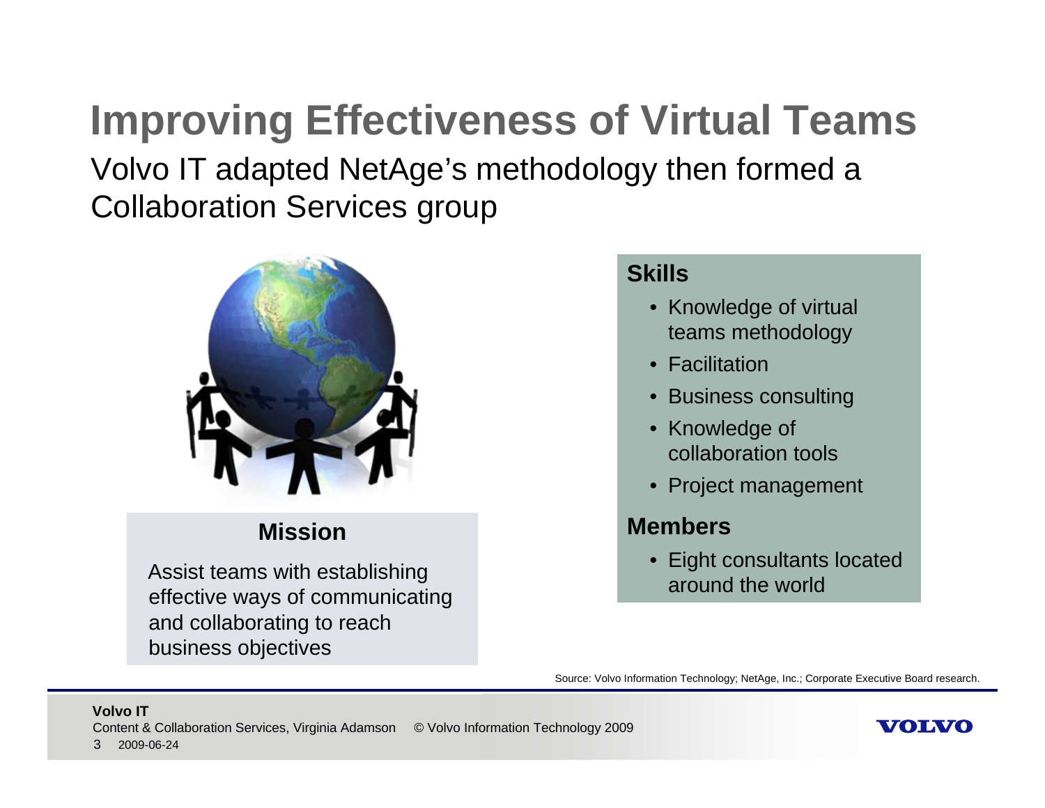# Improving Effectiveness of Virtual Teams

Volvo IT adapted NetAge's methodology then formed a Collaboration Services group

### Mission

Assist teams with establishing effective ways of communicating and collaborating to reach business objectives

### Skills

- Knowledge of virtual teams methodology
- Facilitation
- Business consulting
- Knowledge of collaboration tools
- Project management

### Members

- Eight consultants located around the world

Source: Volvo Information Technology; NetAge, Inc.; Corporate Executive Board research.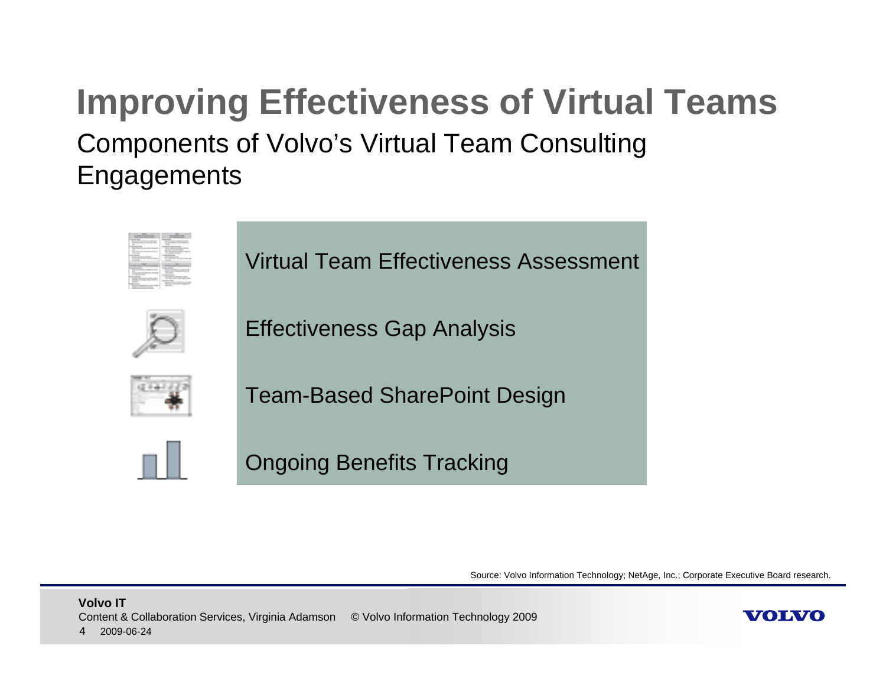# Improving Effectiveness of Virtual Teams

## Components of Volvo's Virtual Team Consulting Engagements

- Virtual Team Effectiveness Assessment
- Effectiveness Gap Analysis
- Team-Based SharePoint Design
- Ongoing Benefits Tracking

Source: Volvo Information Technology; NetAge, Inc.; Corporate Executive Board research.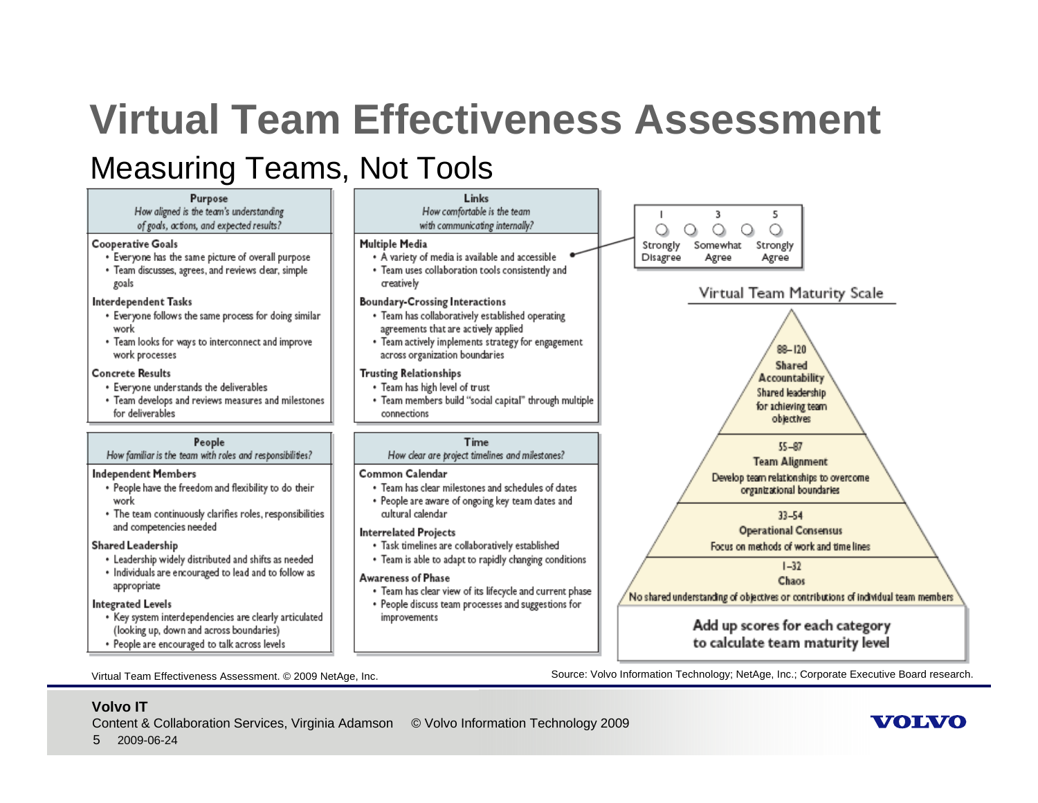# Virtual Team Effectiveness Assessment

## Measuring Teams, Not Tools

### Purpose
*How aligned is the team's understanding of goals, actions, and expected results?*

**Cooperative Goals**
- Everyone has the same picture of overall purpose
- Team discusses, agrees, and reviews clear, simple goals

**Interdependent Tasks**
- Everyone follows the same process for doing similar work
- Team looks for ways to interconnect and improve work processes

**Concrete Results**
- Everyone understands the deliverables
- Team develops and reviews measures and milestones for deliverables

### Links
*How comfortable is the team with communicating internally?*

**Multiple Media**
- A variety of media is available and accessible
- Team uses collaboration tools consistently and creatively

**Boundary-Crossing Interactions**
- Team has collaboratively established operating agreements that are actively applied
- Team actively implements strategy for engagement across organization boundaries

**Trusting Relationships**
- Team has high level of trust
- Team members build "social capital" through multiple connections

| 1 | | 3 | | 5 |
|---|---|---|---|---|
| ○ | ○ | ○ | ○ | ○ |
| Strongly Disagree | | Somewhat Agree | | Strongly Agree |

### People
*How familiar is the team with roles and responsibilities?*

**Independent Members**
- People have the freedom and flexibility to do their work
- The team continuously clarifies roles, responsibilities and competencies needed

**Shared Leadership**
- Leadership widely distributed and shifts as needed
- Individuals are encouraged to lead and to follow as appropriate

**Integrated Levels**
- Key system interdependencies are clearly articulated (looking up, down and across boundaries)
- People are encouraged to talk across levels

### Time
*How clear are project timelines and milestones?*

**Common Calendar**
- Team has clear milestones and schedules of dates
- People are aware of ongoing key team dates and cultural calendar

**Interrelated Projects**
- Task timelines are collaboratively established
- Team is able to adapt to rapidly changing conditions

**Awareness of Phase**
- Team has clear view of its lifecycle and current phase
- People discuss team processes and suggestions for improvements

### Virtual Team Maturity Scale

- **88–120 Shared Accountability** — Shared leadership for achieving team objectives
- **55–87 Team Alignment** — Develop team relationships to overcome organizational boundaries
- **33–54 Operational Consensus** — Focus on methods of work and time lines
- **1–32 Chaos** — No shared understanding of objectives or contributions of individual team members

**Add up scores for each category to calculate team maturity level**

Virtual Team Effectiveness Assessment. © 2009 NetAge, Inc.

Source: Volvo Information Technology; NetAge, Inc.; Corporate Executive Board research.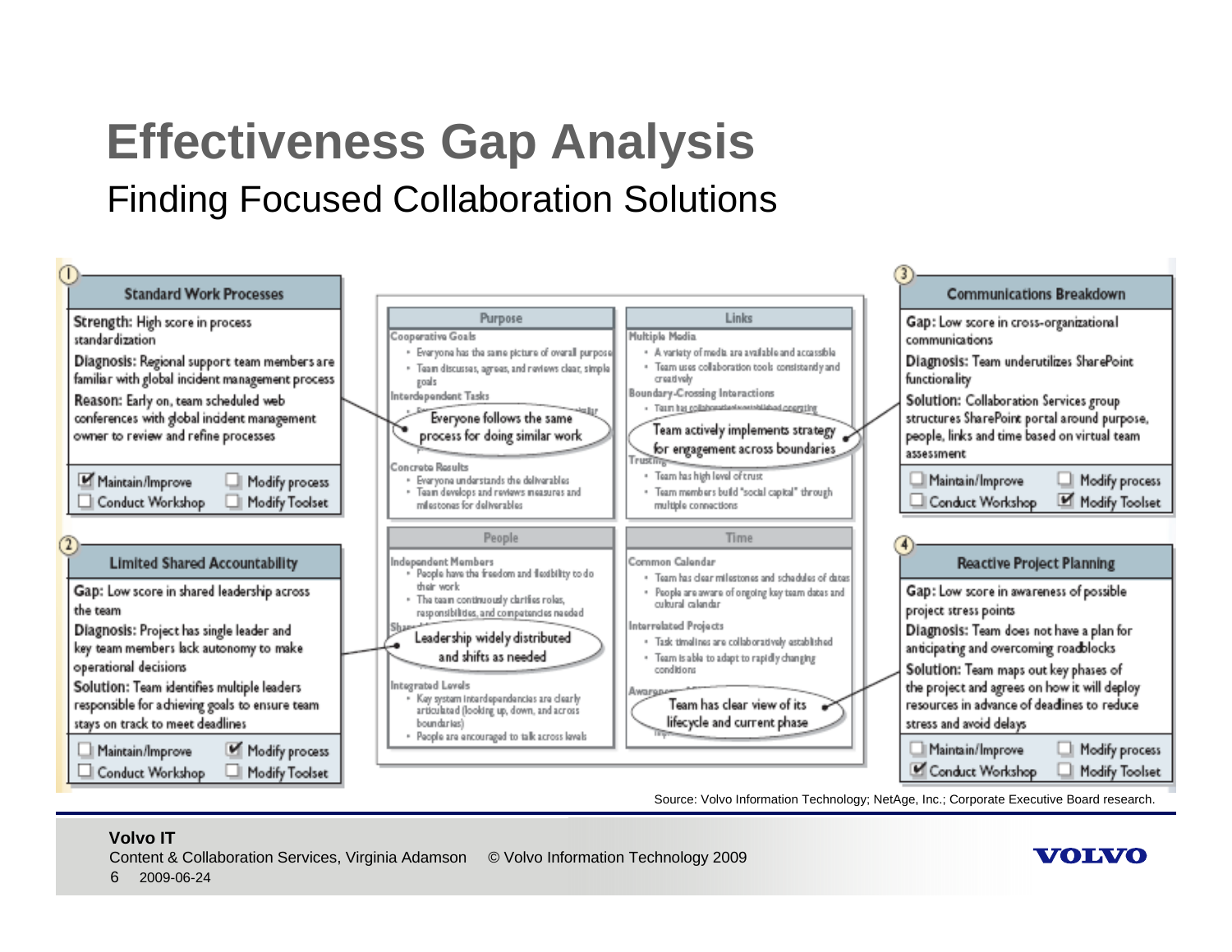# Effectiveness Gap Analysis

## Finding Focused Collaboration Solutions

### ① Standard Work Processes

**Strength:** High score in process standardization

**Diagnosis:** Regional support team members are familiar with global incident management process

**Reason:** Early on, team scheduled web conferences with global incident management owner to review and refine processes

- [x] Maintain/Improve
- [ ] Modify process
- [ ] Conduct Workshop
- [ ] Modify Toolset

### ② Limited Shared Accountability

**Gap:** Low score in shared leadership across the team

**Diagnosis:** Project has single leader and key team members lack autonomy to make operational decisions

**Solution:** Team identifies multiple leaders responsible for achieving goals to ensure team stays on track to meet deadlines

- [ ] Maintain/Improve
- [x] Modify process
- [ ] Conduct Workshop
- [ ] Modify Toolset

### Purpose

**Cooperative Goals**
- Everyone has the same picture of overall purpose
- Team discusses, agrees, and reviews clear, simple goals

**Interdependent Tasks**
- Everyone follows the same process for doing similar work

**Concrete Results**
- Everyone understands the deliverables
- Team develops and reviews measures and milestones for deliverables

### Links

**Multiple Media**
- A variety of media are available and accessible
- Team uses collaboration tools consistently and creatively

**Boundary-Crossing Interactions**
- Team has collaboration/established operating ...
- Team actively implements strategy for engagement across boundaries

**Trusting**
- Team has high level of trust
- Team members build "social capital" through multiple connections

### People

**Independent Members**
- People have the freedom and flexibility to do their work
- The team continuously clarifies roles, responsibilities, and competencies needed

**Shared ...**
- Leadership widely distributed and shifts as needed

**Integrated Levels**
- Key system interdependencies are clearly articulated (looking up, down, and across boundaries)
- People are encouraged to talk across levels

### Time

**Common Calendar**
- Team has clear milestones and schedules of dates
- People are aware of ongoing key team dates and cultural calendar

**Interrelated Projects**
- Task timelines are collaboratively established
- Team is able to adapt to rapidly changing conditions

**Awareness ...**
- Team has clear view of its lifecycle and current phase

### ③ Communications Breakdown

**Gap:** Low score in cross-organizational communications

**Diagnosis:** Team underutilizes SharePoint functionality

**Solution:** Collaboration Services group structures SharePoint portal around purpose, people, links and time based on virtual team assessment

- [ ] Maintain/Improve
- [ ] Modify process
- [ ] Conduct Workshop
- [x] Modify Toolset

### ④ Reactive Project Planning

**Gap:** Low score in awareness of possible project stress points

**Diagnosis:** Team does not have a plan for anticipating and overcoming roadblocks

**Solution:** Team maps out key phases of the project and agrees on how it will deploy resources in advance of deadlines to reduce stress and avoid delays

- [ ] Maintain/Improve
- [ ] Modify process
- [x] Conduct Workshop
- [ ] Modify Toolset

Source: Volvo Information Technology; NetAge, Inc.; Corporate Executive Board research.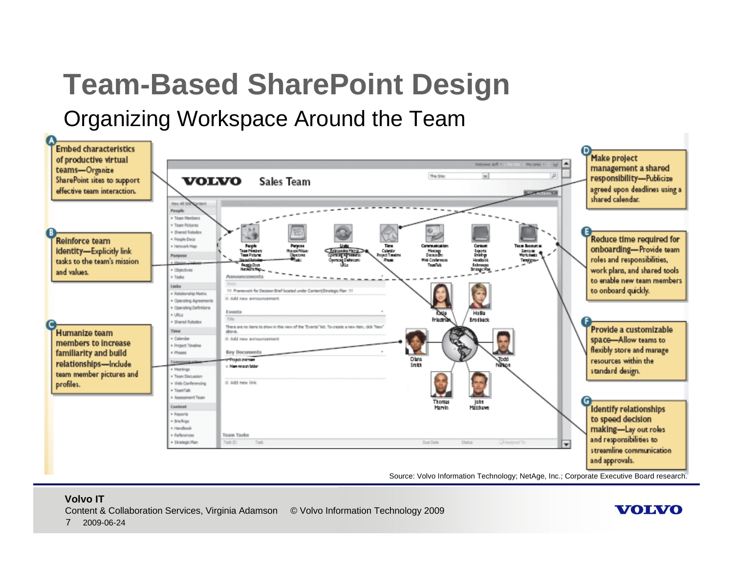# Team-Based SharePoint Design

## Organizing Workspace Around the Team

**A** Embed characteristics of productive virtual teams—Organize SharePoint sites to support effective team interaction.

**B** Reinforce team identity—Explicitly link tasks to the team's mission and values.

**C** Humanize team members to increase familiarity and build relationships—Include team member pictures and profiles.

**D** Make project management a shared responsibility—Publicize agreed upon deadlines using a shared calendar.

**E** Reduce time required for onboarding—Provide team roles and responsibilities, work plans, and shared tools to enable new team members to onboard quickly.

**F** Provide a customizable space—Allow teams to flexibly store and manage resources within the standard design.

**G** Identify relationships to speed decision making—Lay out roles and responsibilities to streamline communication and approvals.

Source: Volvo Information Technology; NetAge, Inc.; Corporate Executive Board research.

**Volvo IT**

Content & Collaboration Services, Virginia Adamson © Volvo Information Technology 2009

2009-06-24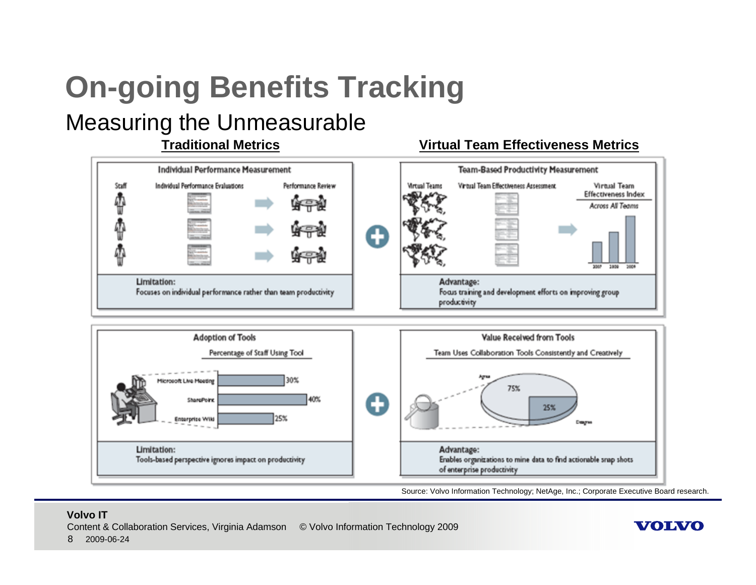# On-going Benefits Tracking

## Measuring the Unmeasurable

**Traditional Metrics** | **Virtual Team Effectiveness Metrics**

### Individual Performance Measurement

Staff — Individual Performance Evaluations — Performance Review

**Limitation:**
Focuses on individual performance rather than team productivity

### Team-Based Productivity Measurement

Virtual Teams — Virtual Team Effectiveness Assessment — Virtual Team Effectiveness Index (Across All Teams)

**Advantage:**
Focus training and development efforts on improving group productivity

### Adoption of Tools

Percentage of Staff Using Tool

| Tool | Percentage |
| --- | --- |
| Microsoft Live Meeting | 30% |
| SharePoint | 40% |
| Enterprise Wiki | 25% |

**Limitation:**
Tools-based perspective ignores impact on productivity

### Value Received from Tools

Team Uses Collaboration Tools Consistently and Creatively

| Response | Percentage |
| --- | --- |
| Agree | 75% |
| Disagree | 25% |

**Advantage:**
Enables organizations to mine data to find actionable snap shots of enterprise productivity

Source: Volvo Information Technology; NetAge, Inc.; Corporate Executive Board research.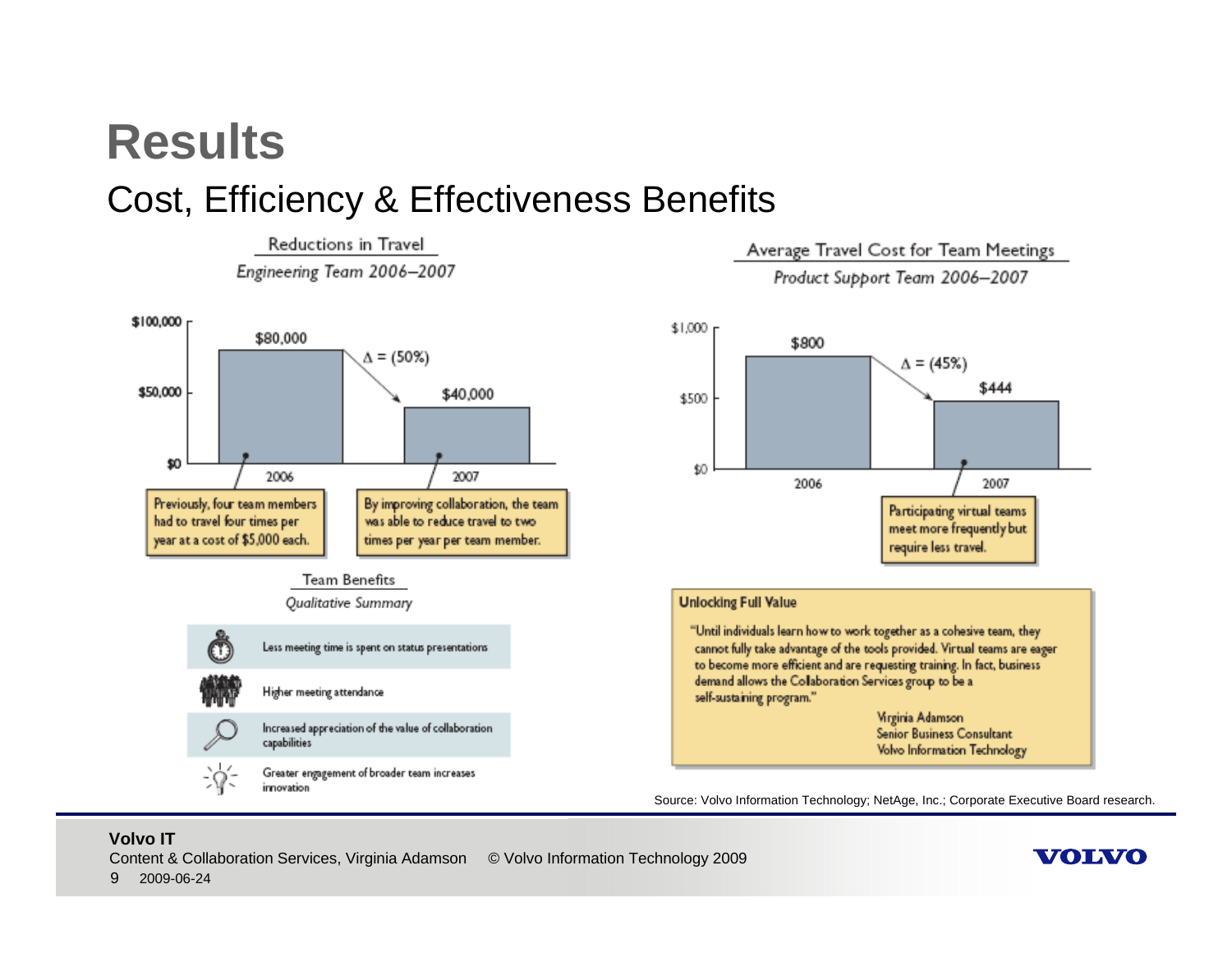# Results

## Cost, Efficiency & Effectiveness Benefits

**Reductions in Travel**

*Engineering Team 2006–2007*

| Year | Cost |
|---|---|
| 2006 | $80,000 |
| 2007 | $40,000 |

$\Delta$ = (50%)

- 2006: Previously, four team members had to travel four times per year at a cost of $5,000 each.
- 2007: By improving collaboration, the team was able to reduce travel to two times per year per team member.

**Average Travel Cost for Team Meetings**

*Product Support Team 2006–2007*

| Year | Cost |
|---|---|
| 2006 | $800 |
| 2007 | $444 |

$\Delta$ = (45%)

- 2007: Participating virtual teams meet more frequently but require less travel.

**Team Benefits**

*Qualitative Summary*

- Less meeting time is spent on status presentations
- Higher meeting attendance
- Increased appreciation of the value of collaboration capabilities
- Greater engagement of broader team increases innovation

**Unlocking Full Value**

"Until individuals learn how to work together as a cohesive team, they cannot fully take advantage of the tools provided. Virtual teams are eager to become more efficient and are requesting training. In fact, business demand allows the Collaboration Services group to be a self-sustaining program."

Virginia Adamson
Senior Business Consultant
Volvo Information Technology

Source: Volvo Information Technology; NetAge, Inc.; Corporate Executive Board research.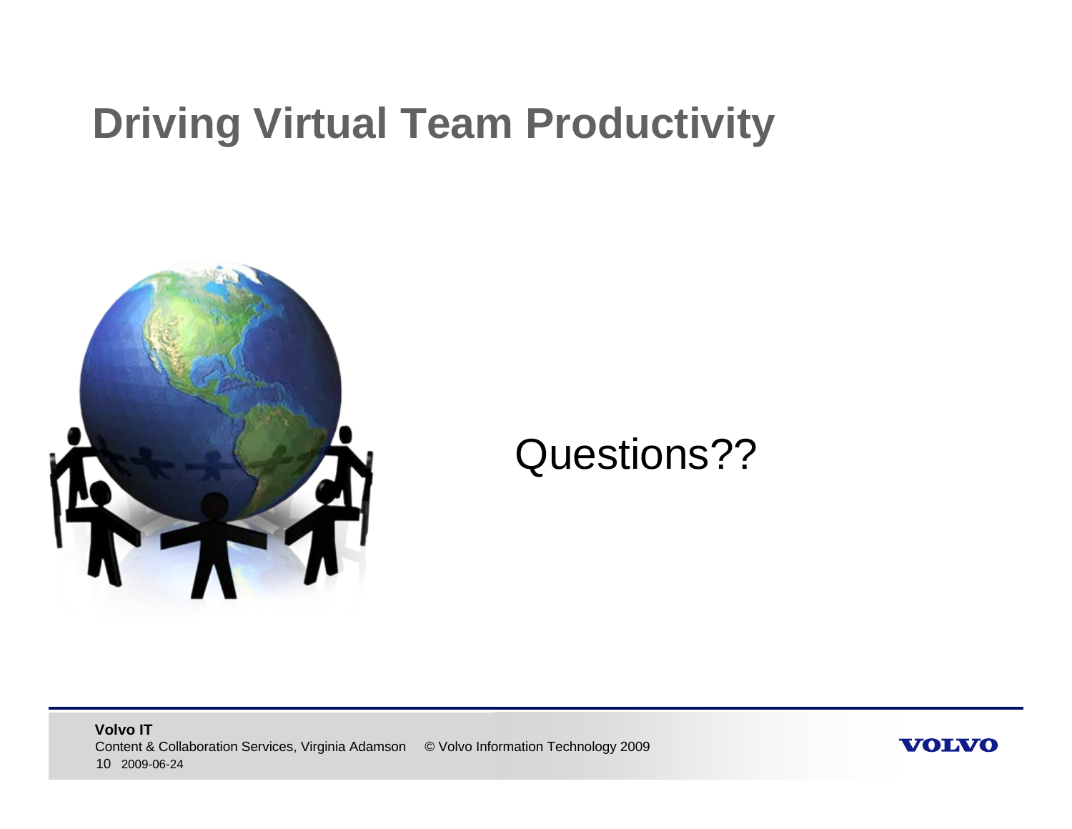# Driving Virtual Team Productivity

Questions??